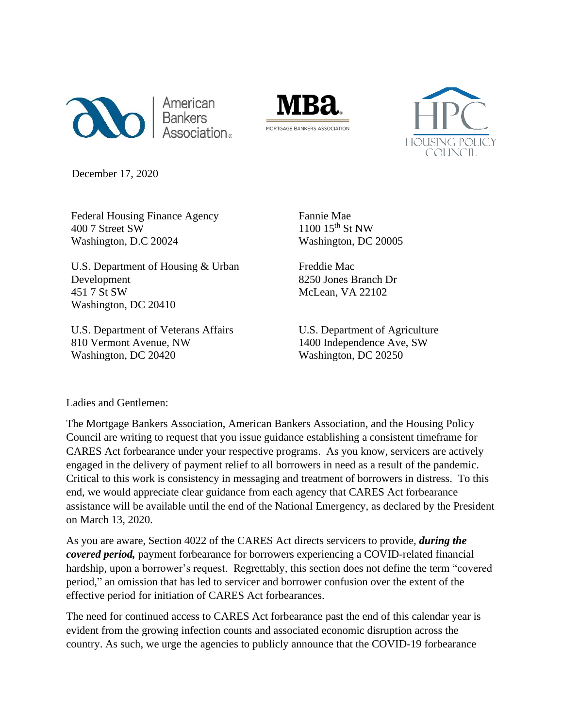American Bankers Association

MBA — MORTGAGE BANKERS ASSOCIATION

HPC — HOUSING POLICY COUNCIL

December 17, 2020

Federal Housing Finance Agency
400 7 Street SW
Washington, D.C 20024

Fannie Mae
1100 15th St NW
Washington, DC 20005

U.S. Department of Housing & Urban Development
451 7 St SW
Washington, DC 20410

Freddie Mac
8250 Jones Branch Dr
McLean, VA 22102

U.S. Department of Veterans Affairs
810 Vermont Avenue, NW
Washington, DC 20420

U.S. Department of Agriculture
1400 Independence Ave, SW
Washington, DC 20250

Ladies and Gentlemen:

The Mortgage Bankers Association, American Bankers Association, and the Housing Policy Council are writing to request that you issue guidance establishing a consistent timeframe for CARES Act forbearance under your respective programs. As you know, servicers are actively engaged in the delivery of payment relief to all borrowers in need as a result of the pandemic. Critical to this work is consistency in messaging and treatment of borrowers in distress. To this end, we would appreciate clear guidance from each agency that CARES Act forbearance assistance will be available until the end of the National Emergency, as declared by the President on March 13, 2020.

As you are aware, Section 4022 of the CARES Act directs servicers to provide, ***during the covered period,*** payment forbearance for borrowers experiencing a COVID-related financial hardship, upon a borrower's request. Regrettably, this section does not define the term "covered period," an omission that has led to servicer and borrower confusion over the extent of the effective period for initiation of CARES Act forbearances.

The need for continued access to CARES Act forbearance past the end of this calendar year is evident from the growing infection counts and associated economic disruption across the country. As such, we urge the agencies to publicly announce that the COVID-19 forbearance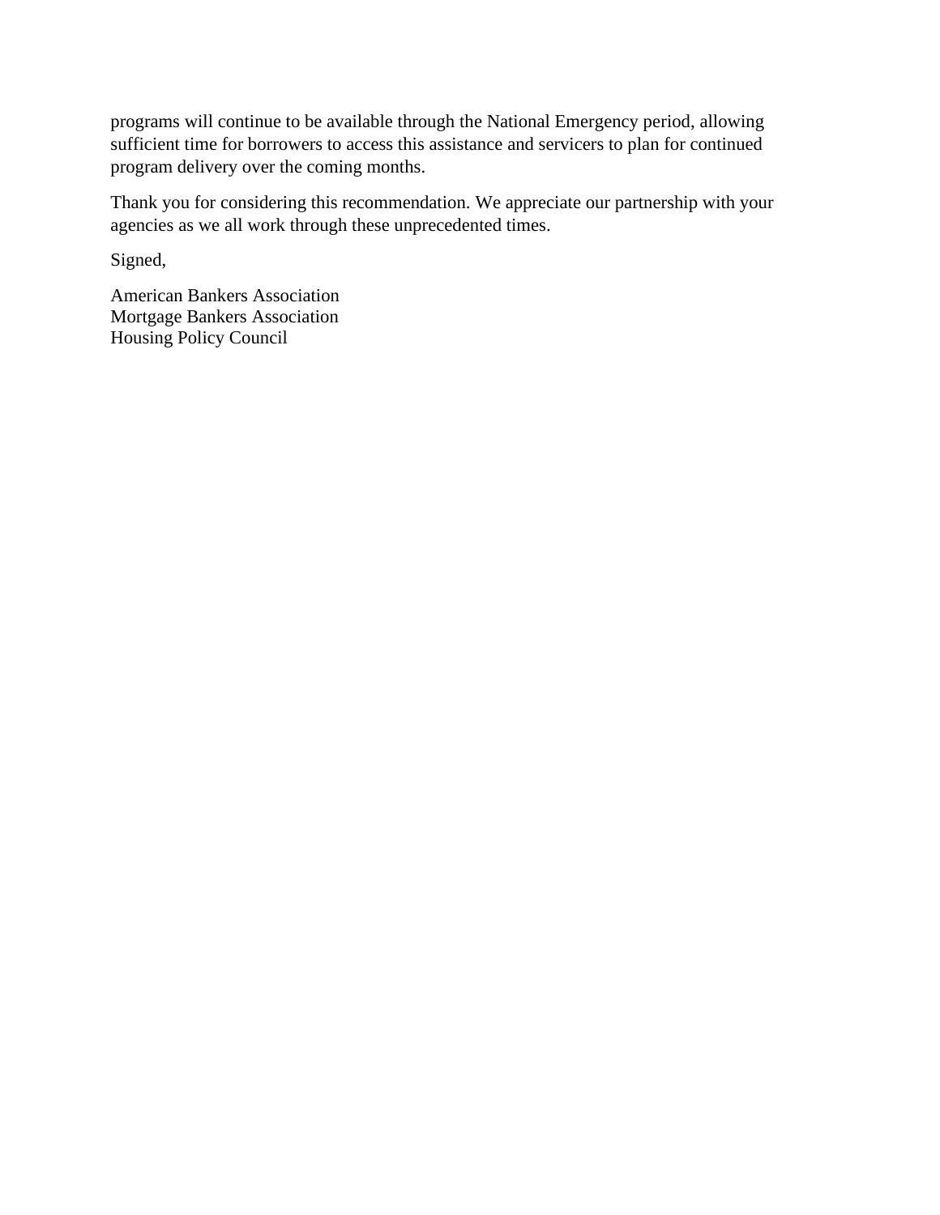programs will continue to be available through the National Emergency period, allowing sufficient time for borrowers to access this assistance and servicers to plan for continued program delivery over the coming months.

Thank you for considering this recommendation. We appreciate our partnership with your agencies as we all work through these unprecedented times.

Signed,

American Bankers Association  
Mortgage Bankers Association  
Housing Policy Council